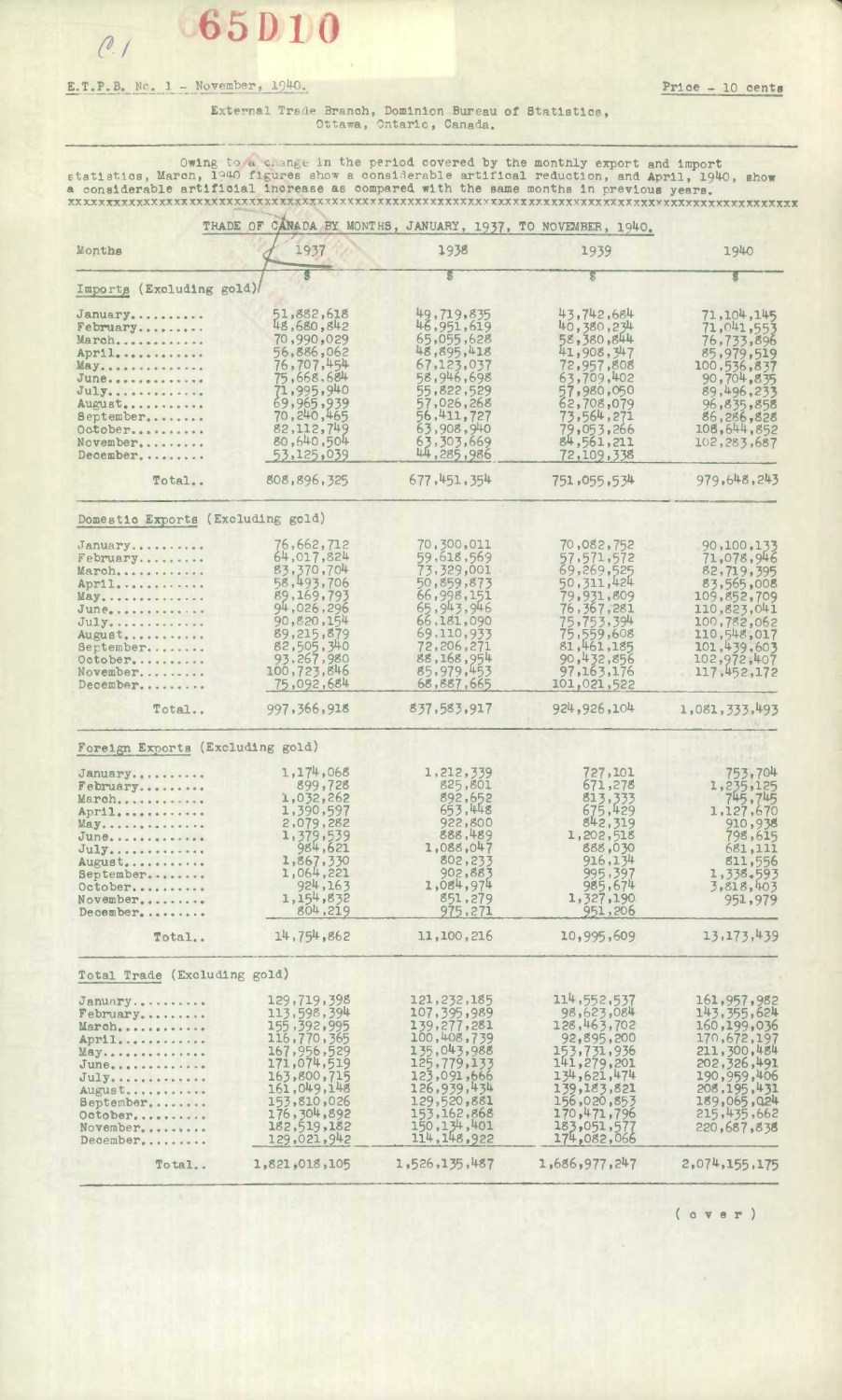65D10

E.T.P.B. No. 1 - November, 1940.

Price - 10 cents

External Trade Branch, Dominion Bureau of Statistics, Ottawa, Ontario, Canada.

Owing to a change in the period covered by the monthly export and import statistics, March, 1940 figures show a considerable artifical reduction, and April, 1940, show a considerable artificial increase as compared with the same months in previous years.

## TRADE OF CANADA BY MONTHS, JANUARY, 1937, TO NOVEMBER, 1940.

| Months | 1937 | 1938 | 1939 | 1940 |
|---|---|---|---|---|
| | $ | $ | $ | $ |
| **Imports (Excluding gold)** | | | | |
| January | 51,882,618 | 49,719,835 | 43,742,684 | 71,104,145 |
| February | 48,680,842 | 46,951,619 | 40,380,234 | 71,041,553 |
| March | 70,990,029 | 65,055,628 | 58,380,844 | 76,733,896 |
| April | 56,886,062 | 48,895,418 | 41,908,347 | 85,979,519 |
| May | 76,707,454 | 67,123,037 | 72,957,808 | 100,536,837 |
| June | 75,668,684 | 58,946,698 | 63,709,402 | 90,704,835 |
| July | 71,995,940 | 55,822,529 | 57,980,050 | 89,496,233 |
| August | 69,965,939 | 57,026,268 | 62,708,079 | 96,835,858 |
| September | 70,240,465 | 56,411,727 | 73,564,271 | 86,286,828 |
| October | 82,112,749 | 63,908,940 | 79,053,266 | 108,644,852 |
| November | 80,640,504 | 63,303,669 | 84,561,211 | 102,283,687 |
| December | 53,125,039 | 44,285,986 | 72,109,338 | |
| Total | 808,896,325 | 677,451,354 | 751,055,534 | 979,648,243 |
| **Domestic Exports (Excluding gold)** | | | | |
| January | 76,662,712 | 70,300,011 | 70,082,752 | 90,100,133 |
| February | 64,017,824 | 59,618,569 | 57,571,572 | 71,078,946 |
| March | 83,370,704 | 73,329,001 | 69,269,525 | 82,719,395 |
| April | 58,493,706 | 50,859,873 | 50,311,424 | 83,565,008 |
| May | 89,169,793 | 66,998,151 | 79,931,809 | 109,852,709 |
| June | 94,026,296 | 65,943,946 | 76,367,281 | 110,823,041 |
| July | 90,820,154 | 66,181,090 | 75,753,394 | 100,782,062 |
| August | 89,215,879 | 69,110,933 | 75,559,608 | 110,548,017 |
| September | 82,505,340 | 72,206,271 | 81,461,185 | 101,439,603 |
| October | 93,267,980 | 88,168,954 | 90,432,856 | 102,972,407 |
| November | 100,723,846 | 85,979,453 | 97,163,176 | 117,452,172 |
| December | 75,092,684 | 68,887,665 | 101,021,522 | |
| Total | 997,366,918 | 837,583,917 | 924,926,104 | 1,081,333,493 |
| **Foreign Exports (Excluding gold)** | | | | |
| January | 1,174,068 | 1,212,339 | 727,101 | 753,704 |
| February | 899,728 | 825,801 | 671,278 | 1,235,125 |
| March | 1,032,262 | 892,652 | 813,333 | 745,745 |
| April | 1,390,597 | 653,448 | 675,429 | 1,127,670 |
| May | 2,079,282 | 922,800 | 842,319 | 910,938 |
| June | 1,379,539 | 888,489 | 1,202,518 | 798,615 |
| July | 984,621 | 1,088,047 | 888,030 | 681,111 |
| August | 1,867,330 | 802,233 | 916,134 | 811,556 |
| September | 1,064,221 | 902,883 | 995,397 | 1,338,593 |
| October | 924,163 | 1,084,974 | 985,674 | 3,818,403 |
| November | 1,154,832 | 851,279 | 1,327,190 | 951,979 |
| December | 804,219 | 975,271 | 951,206 | |
| Total | 14,754,862 | 11,100,216 | 10,995,609 | 13,173,439 |
| **Total Trade (Excluding gold)** | | | | |
| January | 129,719,398 | 121,232,185 | 114,552,537 | 161,957,982 |
| February | 113,598,394 | 107,395,989 | 98,623,084 | 143,355,624 |
| March | 155,392,995 | 139,277,281 | 128,463,702 | 160,199,036 |
| April | 116,770,365 | 100,408,739 | 92,895,200 | 170,672,197 |
| May | 167,956,529 | 135,043,988 | 153,731,936 | 211,300,484 |
| June | 171,074,519 | 125,779,133 | 141,279,201 | 202,326,491 |
| July | 163,800,715 | 123,091,666 | 134,621,474 | 190,959,406 |
| August | 161,049,148 | 126,939,434 | 139,183,821 | 208,195,431 |
| September | 153,810,026 | 129,520,881 | 156,020,853 | 189,065,024 |
| October | 176,304,892 | 153,162,868 | 170,471,796 | 215,435,662 |
| November | 182,519,182 | 150,134,401 | 183,051,577 | 220,687,838 |
| December | 129,021,942 | 114,148,922 | 174,082,066 | |
| Total | 1,821,018,105 | 1,526,135,487 | 1,686,977,247 | 2,074,155,175 |

(over)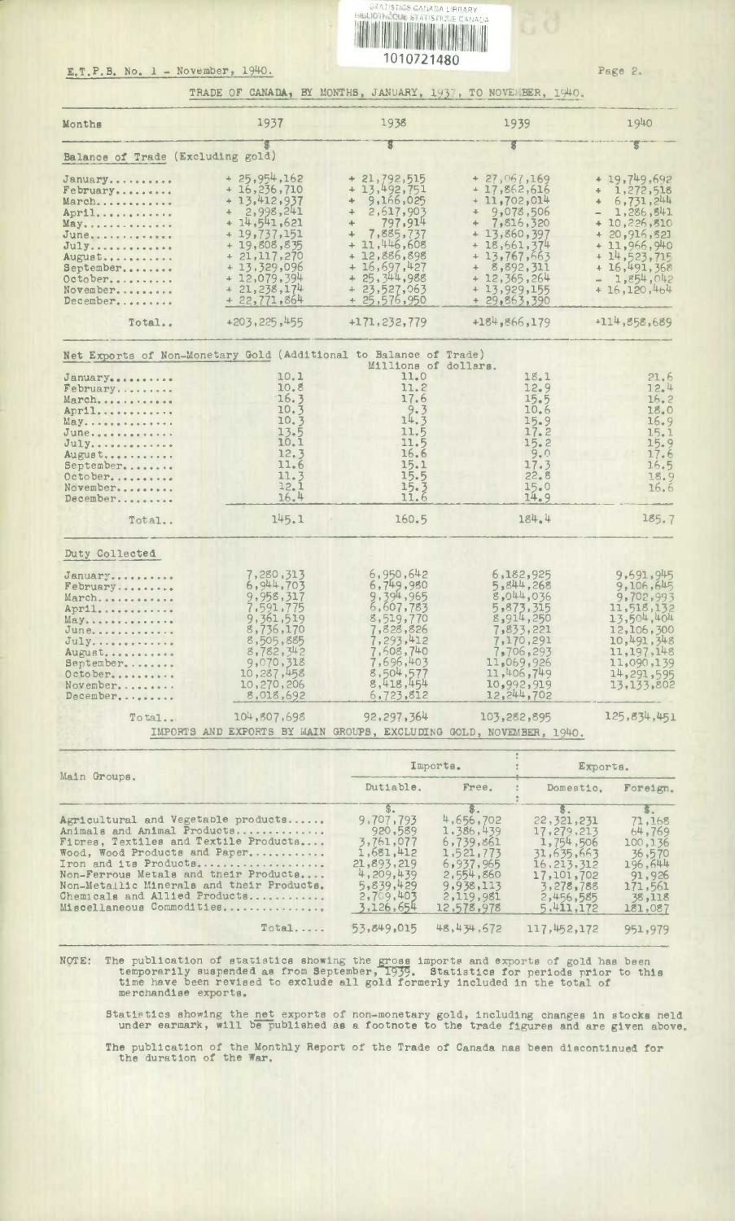E.T.P.B. No. 1 - November, 1940.

## TRADE OF CANADA, BY MONTHS, JANUARY, 1937, TO NOVEMBER, 1940.

| Months | 1937 | 1938 | 1939 | 1940 |
|---|---|---|---|---|
| | $ | $ | $ | $ |
| **Balance of Trade (Excluding gold)** | | | | |
| January | + 25,954,162 | + 21,792,515 | + 27,067,169 | + 19,749,692 |
| February | + 16,236,710 | + 13,492,751 | + 17,862,616 | + 1,272,518 |
| March | + 13,412,937 | + 9,166,025 | + 11,702,014 | + 6,731,244 |
| April | + 2,998,241 | + 2,617,903 | + 9,078,506 | - 1,286,841 |
| May | + 14,541,621 | + 797,914 | + 7,816,320 | + 10,226,810 |
| June | + 19,737,151 | + 7,885,737 | + 13,860,397 | + 20,916,821 |
| July | + 19,808,835 | + 11,446,608 | + 18,661,374 | + 11,966,940 |
| August | + 21,117,270 | + 12,886,898 | + 13,767,663 | + 14,523,715 |
| September | + 13,329,096 | + 16,697,427 | + 8,892,311 | + 16,491,368 |
| October | + 12,079,394 | + 25,344,988 | + 12,365,264 | - 1,854,042 |
| November | + 21,238,174 | + 23,527,063 | + 13,929,155 | + 16,120,464 |
| December | + 22,771,864 | + 25,576,950 | + 29,863,390 | |
| Total.. | +203,225,455 | +171,232,779 | +184,866,179 | +114,858,689 |
| **Net Exports of Non-Monetary Gold (Additional to Balance of Trade)** | | Millions of dollars. | | |
| January | 10.1 | 11.0 | 18.1 | 21.6 |
| February | 10.8 | 11.2 | 12.9 | 12.4 |
| March | 16.3 | 17.6 | 15.5 | 16.2 |
| April | 10.3 | 9.3 | 10.6 | 18.0 |
| May | 10.3 | 14.3 | 15.9 | 16.9 |
| June | 13.5 | 11.5 | 17.2 | 15.1 |
| July | 10.1 | 11.5 | 15.2 | 15.9 |
| August | 12.3 | 16.6 | 9.0 | 17.6 |
| September | 11.6 | 15.1 | 17.3 | 16.5 |
| October | 11.3 | 15.5 | 22.8 | 18.9 |
| November | 12.1 | 15.3 | 15.0 | 16.6 |
| December | 16.4 | 11.6 | 14.9 | |
| Total.. | 145.1 | 160.5 | 184.4 | 185.7 |
| **Duty Collected** | | | | |
| January | 7,280,313 | 6,950,642 | 6,182,925 | 9,691,945 |
| February | 6,944,703 | 6,749,980 | 5,844,268 | 9,106,645 |
| March | 9,958,317 | 9,394,965 | 8,044,036 | 9,702,993 |
| April | 7,591,775 | 6,607,783 | 5,873,315 | 11,518,132 |
| May | 9,361,519 | 8,519,770 | 8,914,250 | 13,504,404 |
| June | 8,736,170 | 7,828,826 | 7,833,221 | 12,106,300 |
| July | 8,505,885 | 7,293,412 | 7,170,291 | 10,491,348 |
| August | 8,782,342 | 7,608,740 | 7,706,293 | 11,197,148 |
| September | 9,070,318 | 7,696,403 | 11,069,926 | 11,090,139 |
| October | 10,287,458 | 8,504,577 | 11,406,749 | 14,291,595 |
| November | 10,270,206 | 8,418,454 | 10,992,919 | 13,133,802 |
| December | 8,018,692 | 6,723,812 | 12,244,702 | |
| Total.. | 104,807,698 | 92,297,364 | 103,282,895 | 125,834,451 |

## IMPORTS AND EXPORTS BY MAIN GROUPS, EXCLUDING GOLD, NOVEMBER, 1940.

| Main Groups. | Imports. | | Exports. | |
|---|---|---|---|---|
| | Dutiable. | Free. | Domestic. | Foreign. |
| | $. | $. | $. | $. |
| Agricultural and Vegetable products | 9,707,793 | 4,656,702 | 22,321,231 | 71,168 |
| Animals and Animal Products | 920,589 | 1,386,439 | 17,279,213 | 64,769 |
| Fibres, Textiles and Textile Products | 3,761,077 | 6,739,861 | 1,754,506 | 100,136 |
| Wood, Wood Products and Paper | 1,681,412 | 1,521,773 | 31,635,663 | 36,570 |
| Iron and its Products | 21,893,219 | 6,937,965 | 16,213,312 | 196,644 |
| Non-Ferrous Metals and their Products | 4,209,439 | 2,554,860 | 17,101,702 | 91,926 |
| Non-Metallic Minerals and their Products | 5,839,429 | 9,938,113 | 3,278,788 | 171,561 |
| Chemicals and Allied Products | 2,709,403 | 2,119,981 | 2,456,585 | 38,118 |
| Miscellaneous Commodities | 3,126,654 | 12,578,978 | 5,411,172 | 181,087 |
| Total | 53,849,015 | 48,434,672 | 117,452,172 | 951,979 |

NOTE: The publication of statistics showing the gross imports and exports of gold has been temporarily suspended as from September, 1939. Statistics for periods prior to this time have been revised to exclude all gold formerly included in the total of merchandise exports.

Statistics showing the net exports of non-monetary gold, including changes in stocks held under earmark, will be published as a footnote to the trade figures and are given above.

The publication of the Monthly Report of the Trade of Canada has been discontinued for the duration of the War.